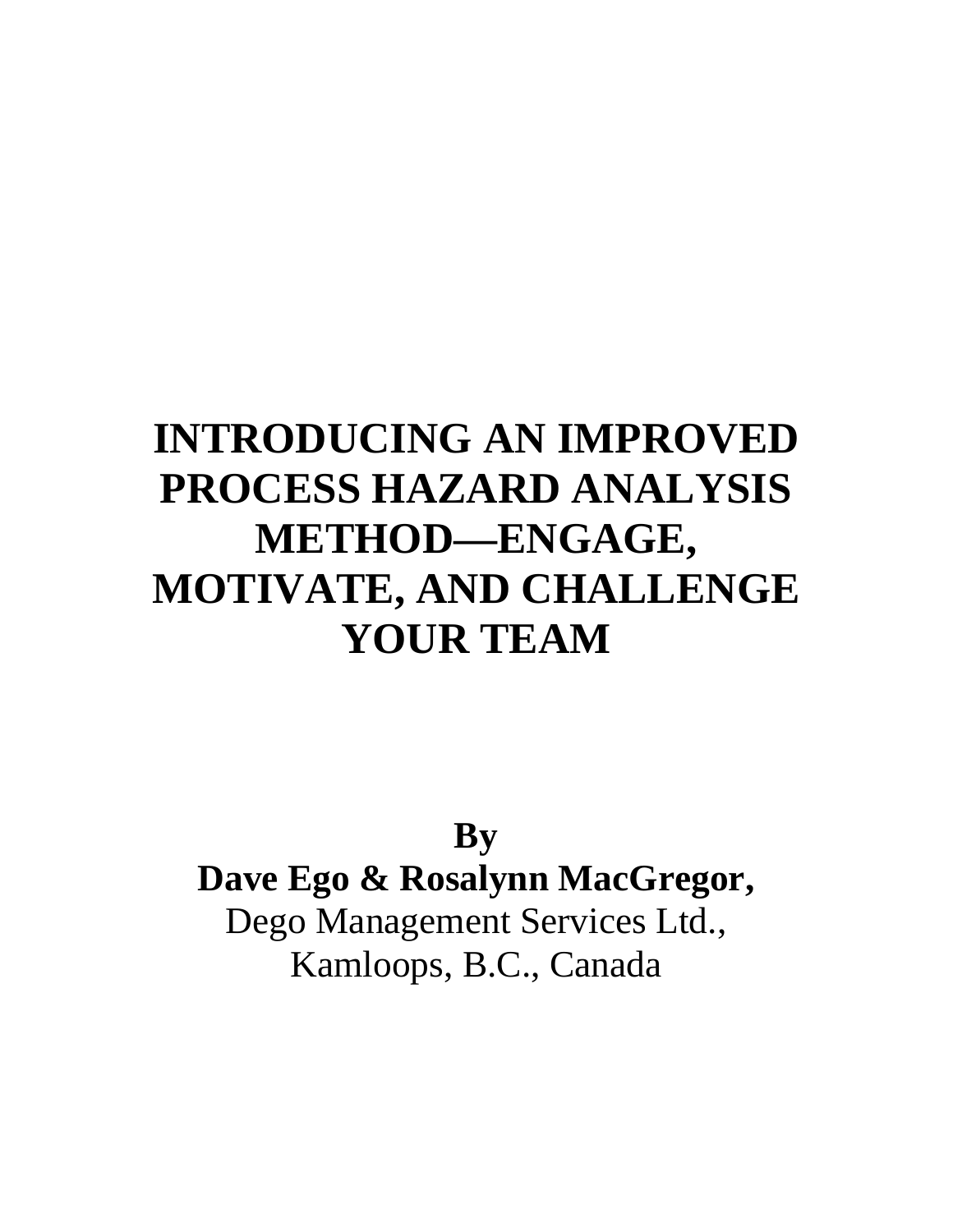# INTRODUCING AN IMPROVED PROCESS HAZARD ANALYSIS METHOD—ENGAGE, MOTIVATE, AND CHALLENGE YOUR TEAM

**By**

**Dave Ego & Rosalynn MacGregor,**

Dego Management Services Ltd.,

Kamloops, B.C., Canada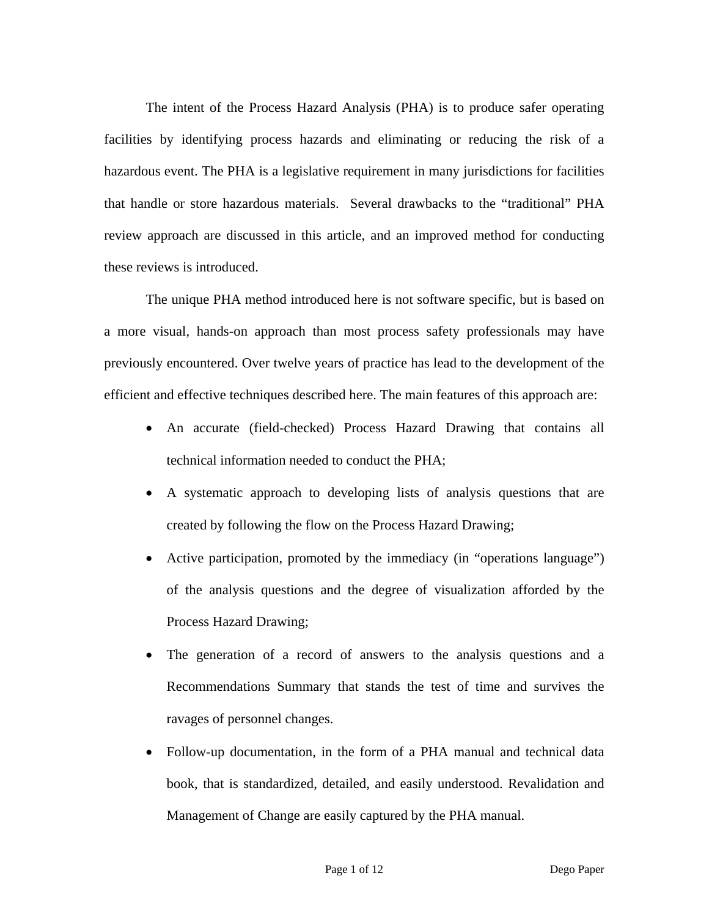The intent of the Process Hazard Analysis (PHA) is to produce safer operating facilities by identifying process hazards and eliminating or reducing the risk of a hazardous event. The PHA is a legislative requirement in many jurisdictions for facilities that handle or store hazardous materials. Several drawbacks to the "traditional" PHA review approach are discussed in this article, and an improved method for conducting these reviews is introduced.

The unique PHA method introduced here is not software specific, but is based on a more visual, hands-on approach than most process safety professionals may have previously encountered. Over twelve years of practice has lead to the development of the efficient and effective techniques described here. The main features of this approach are:

- An accurate (field-checked) Process Hazard Drawing that contains all technical information needed to conduct the PHA;
- A systematic approach to developing lists of analysis questions that are created by following the flow on the Process Hazard Drawing;
- Active participation, promoted by the immediacy (in "operations language") of the analysis questions and the degree of visualization afforded by the Process Hazard Drawing;
- The generation of a record of answers to the analysis questions and a Recommendations Summary that stands the test of time and survives the ravages of personnel changes.
- Follow-up documentation, in the form of a PHA manual and technical data book, that is standardized, detailed, and easily understood. Revalidation and Management of Change are easily captured by the PHA manual.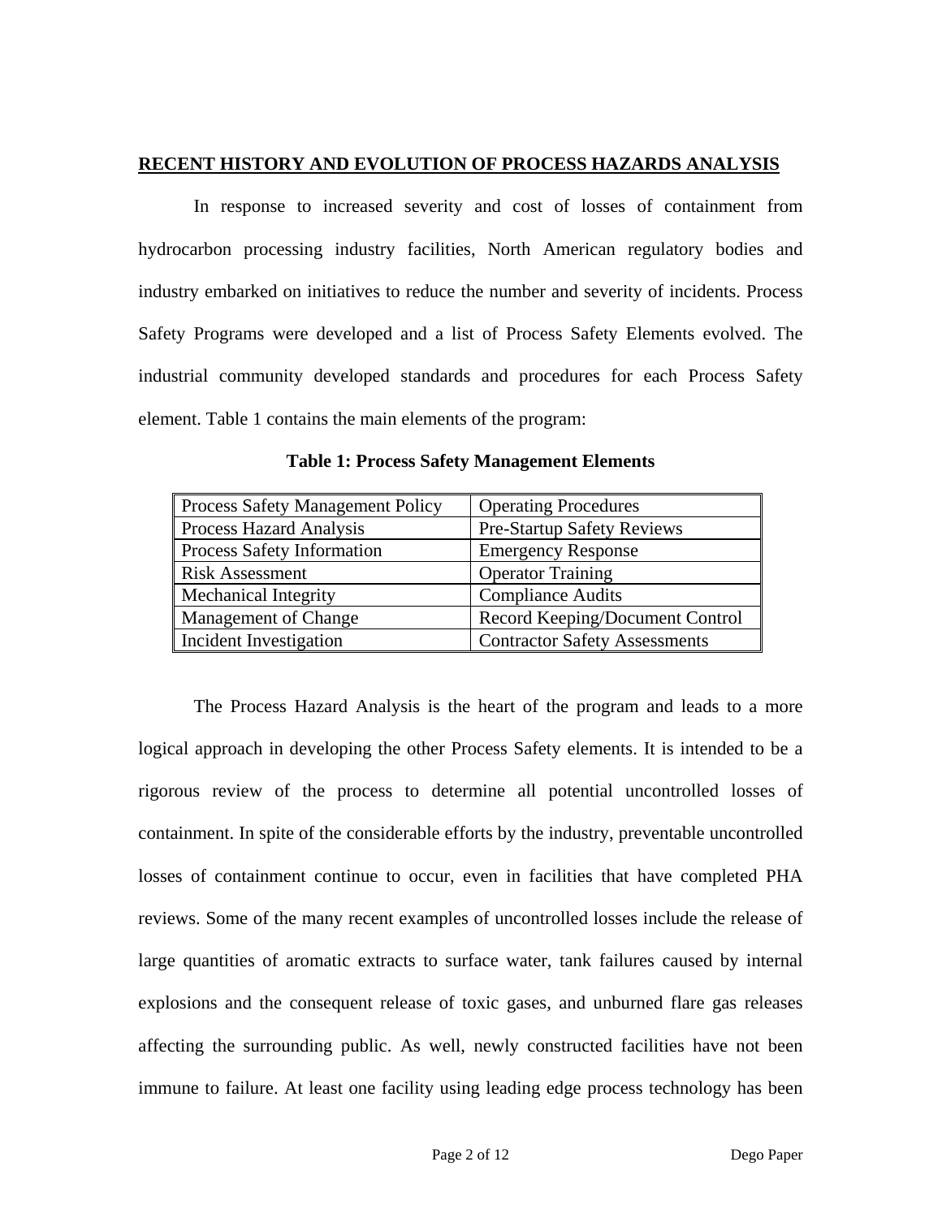## RECENT HISTORY AND EVOLUTION OF PROCESS HAZARDS ANALYSIS

In response to increased severity and cost of losses of containment from hydrocarbon processing industry facilities, North American regulatory bodies and industry embarked on initiatives to reduce the number and severity of incidents. Process Safety Programs were developed and a list of Process Safety Elements evolved. The industrial community developed standards and procedures for each Process Safety element. Table 1 contains the main elements of the program:

**Table 1: Process Safety Management Elements**

| | |
|---|---|
| Process Safety Management Policy | Operating Procedures |
| Process Hazard Analysis | Pre-Startup Safety Reviews |
| Process Safety Information | Emergency Response |
| Risk Assessment | Operator Training |
| Mechanical Integrity | Compliance Audits |
| Management of Change | Record Keeping/Document Control |
| Incident Investigation | Contractor Safety Assessments |

The Process Hazard Analysis is the heart of the program and leads to a more logical approach in developing the other Process Safety elements. It is intended to be a rigorous review of the process to determine all potential uncontrolled losses of containment. In spite of the considerable efforts by the industry, preventable uncontrolled losses of containment continue to occur, even in facilities that have completed PHA reviews. Some of the many recent examples of uncontrolled losses include the release of large quantities of aromatic extracts to surface water, tank failures caused by internal explosions and the consequent release of toxic gases, and unburned flare gas releases affecting the surrounding public. As well, newly constructed facilities have not been immune to failure. At least one facility using leading edge process technology has been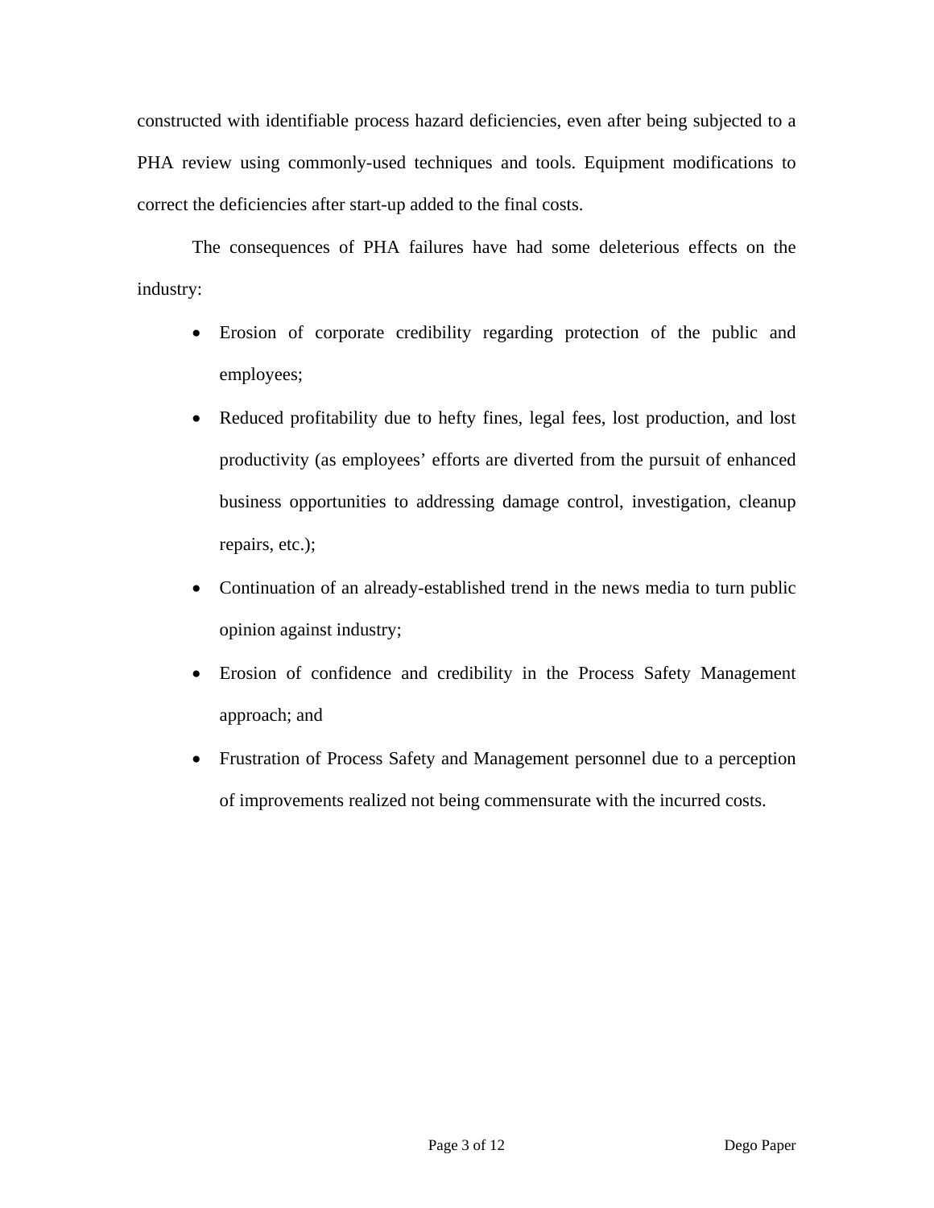constructed with identifiable process hazard deficiencies, even after being subjected to a PHA review using commonly-used techniques and tools. Equipment modifications to correct the deficiencies after start-up added to the final costs.

The consequences of PHA failures have had some deleterious effects on the industry:

- Erosion of corporate credibility regarding protection of the public and employees;
- Reduced profitability due to hefty fines, legal fees, lost production, and lost productivity (as employees' efforts are diverted from the pursuit of enhanced business opportunities to addressing damage control, investigation, cleanup repairs, etc.);
- Continuation of an already-established trend in the news media to turn public opinion against industry;
- Erosion of confidence and credibility in the Process Safety Management approach; and
- Frustration of Process Safety and Management personnel due to a perception of improvements realized not being commensurate with the incurred costs.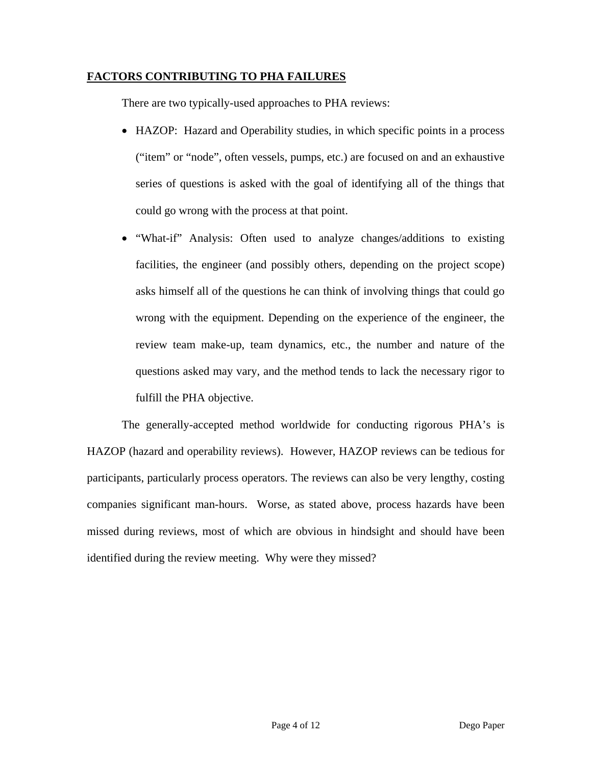## **FACTORS CONTRIBUTING TO PHA FAILURES**

There are two typically-used approaches to PHA reviews:

- HAZOP: Hazard and Operability studies, in which specific points in a process ("item" or "node", often vessels, pumps, etc.) are focused on and an exhaustive series of questions is asked with the goal of identifying all of the things that could go wrong with the process at that point.
- "What-if" Analysis: Often used to analyze changes/additions to existing facilities, the engineer (and possibly others, depending on the project scope) asks himself all of the questions he can think of involving things that could go wrong with the equipment. Depending on the experience of the engineer, the review team make-up, team dynamics, etc., the number and nature of the questions asked may vary, and the method tends to lack the necessary rigor to fulfill the PHA objective.

The generally-accepted method worldwide for conducting rigorous PHA's is HAZOP (hazard and operability reviews). However, HAZOP reviews can be tedious for participants, particularly process operators. The reviews can also be very lengthy, costing companies significant man-hours. Worse, as stated above, process hazards have been missed during reviews, most of which are obvious in hindsight and should have been identified during the review meeting. Why were they missed?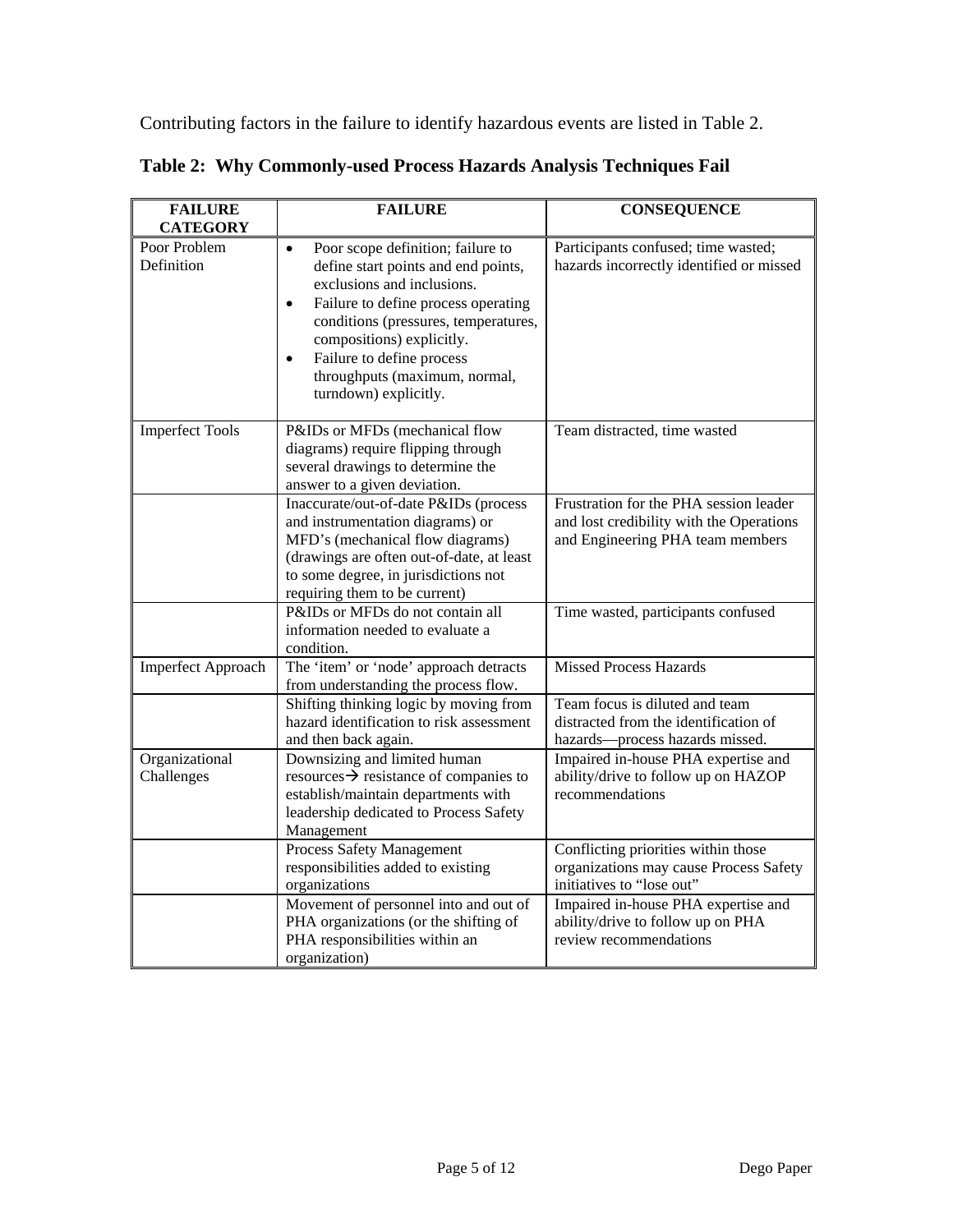Contributing factors in the failure to identify hazardous events are listed in Table 2.

**Table 2: Why Commonly-used Process Hazards Analysis Techniques Fail**

| FAILURE CATEGORY | FAILURE | CONSEQUENCE |
|---|---|---|
| Poor Problem Definition | • Poor scope definition; failure to define start points and end points, exclusions and inclusions.<br>• Failure to define process operating conditions (pressures, temperatures, compositions) explicitly.<br>• Failure to define process throughputs (maximum, normal, turndown) explicitly. | Participants confused; time wasted; hazards incorrectly identified or missed |
| Imperfect Tools | P&IDs or MFDs (mechanical flow diagrams) require flipping through several drawings to determine the answer to a given deviation. | Team distracted, time wasted |
| | Inaccurate/out-of-date P&IDs (process and instrumentation diagrams) or MFD's (mechanical flow diagrams) (drawings are often out-of-date, at least to some degree, in jurisdictions not requiring them to be current) | Frustration for the PHA session leader and lost credibility with the Operations and Engineering PHA team members |
| | P&IDs or MFDs do not contain all information needed to evaluate a condition. | Time wasted, participants confused |
| Imperfect Approach | The 'item' or 'node' approach detracts from understanding the process flow. | Missed Process Hazards |
| | Shifting thinking logic by moving from hazard identification to risk assessment and then back again. | Team focus is diluted and team distracted from the identification of hazards—process hazards missed. |
| Organizational Challenges | Downsizing and limited human resources→ resistance of companies to establish/maintain departments with leadership dedicated to Process Safety Management | Impaired in-house PHA expertise and ability/drive to follow up on HAZOP recommendations |
| | Process Safety Management responsibilities added to existing organizations | Conflicting priorities within those organizations may cause Process Safety initiatives to "lose out" |
| | Movement of personnel into and out of PHA organizations (or the shifting of PHA responsibilities within an organization) | Impaired in-house PHA expertise and ability/drive to follow up on PHA review recommendations |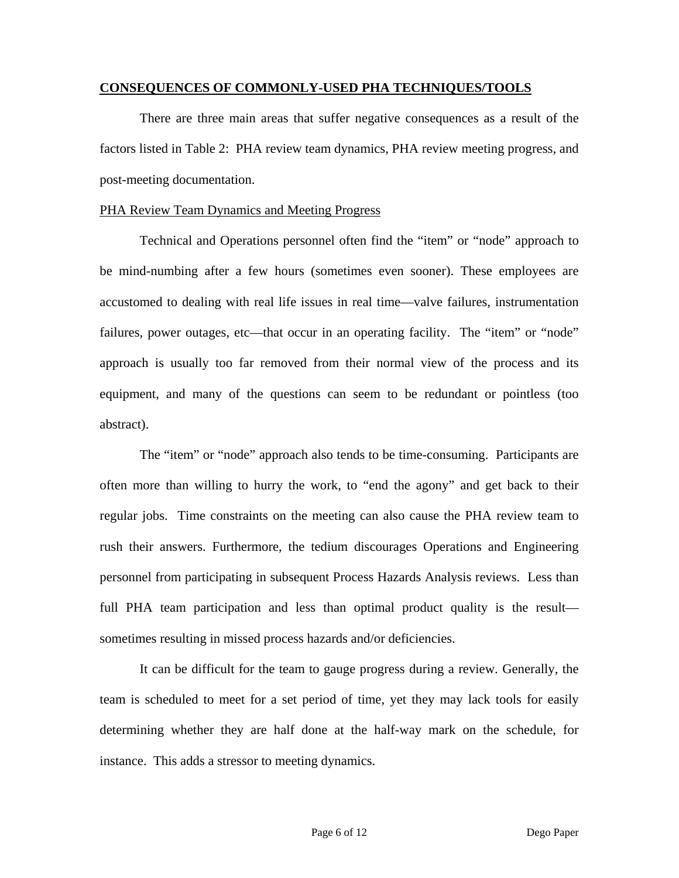## **CONSEQUENCES OF COMMONLY-USED PHA TECHNIQUES/TOOLS**

There are three main areas that suffer negative consequences as a result of the factors listed in Table 2: PHA review team dynamics, PHA review meeting progress, and post-meeting documentation.

### PHA Review Team Dynamics and Meeting Progress

Technical and Operations personnel often find the "item" or "node" approach to be mind-numbing after a few hours (sometimes even sooner). These employees are accustomed to dealing with real life issues in real time—valve failures, instrumentation failures, power outages, etc—that occur in an operating facility. The "item" or "node" approach is usually too far removed from their normal view of the process and its equipment, and many of the questions can seem to be redundant or pointless (too abstract).

The "item" or "node" approach also tends to be time-consuming. Participants are often more than willing to hurry the work, to "end the agony" and get back to their regular jobs. Time constraints on the meeting can also cause the PHA review team to rush their answers. Furthermore, the tedium discourages Operations and Engineering personnel from participating in subsequent Process Hazards Analysis reviews. Less than full PHA team participation and less than optimal product quality is the result—sometimes resulting in missed process hazards and/or deficiencies.

It can be difficult for the team to gauge progress during a review. Generally, the team is scheduled to meet for a set period of time, yet they may lack tools for easily determining whether they are half done at the half-way mark on the schedule, for instance. This adds a stressor to meeting dynamics.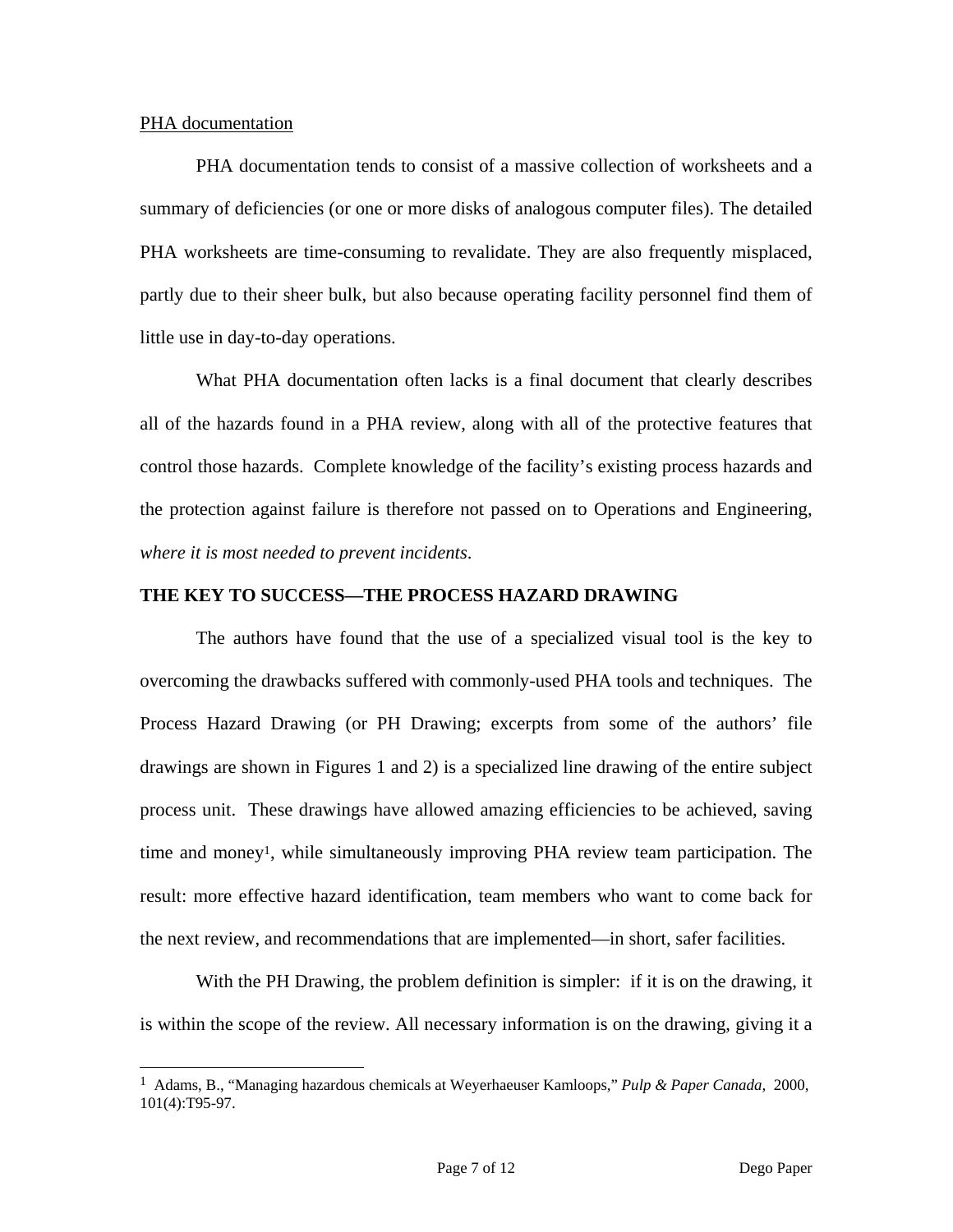PHA documentation

PHA documentation tends to consist of a massive collection of worksheets and a summary of deficiencies (or one or more disks of analogous computer files). The detailed PHA worksheets are time-consuming to revalidate. They are also frequently misplaced, partly due to their sheer bulk, but also because operating facility personnel find them of little use in day-to-day operations.

What PHA documentation often lacks is a final document that clearly describes all of the hazards found in a PHA review, along with all of the protective features that control those hazards. Complete knowledge of the facility's existing process hazards and the protection against failure is therefore not passed on to Operations and Engineering, *where it is most needed to prevent incidents*.

**THE KEY TO SUCCESS—THE PROCESS HAZARD DRAWING**

The authors have found that the use of a specialized visual tool is the key to overcoming the drawbacks suffered with commonly-used PHA tools and techniques. The Process Hazard Drawing (or PH Drawing; excerpts from some of the authors' file drawings are shown in Figures 1 and 2) is a specialized line drawing of the entire subject process unit. These drawings have allowed amazing efficiencies to be achieved, saving time and money[1], while simultaneously improving PHA review team participation. The result: more effective hazard identification, team members who want to come back for the next review, and recommendations that are implemented—in short, safer facilities.

With the PH Drawing, the problem definition is simpler: if it is on the drawing, it is within the scope of the review. All necessary information is on the drawing, giving it a

[1] Adams, B., "Managing hazardous chemicals at Weyerhaeuser Kamloops," *Pulp & Paper Canada*, 2000, 101(4):T95-97.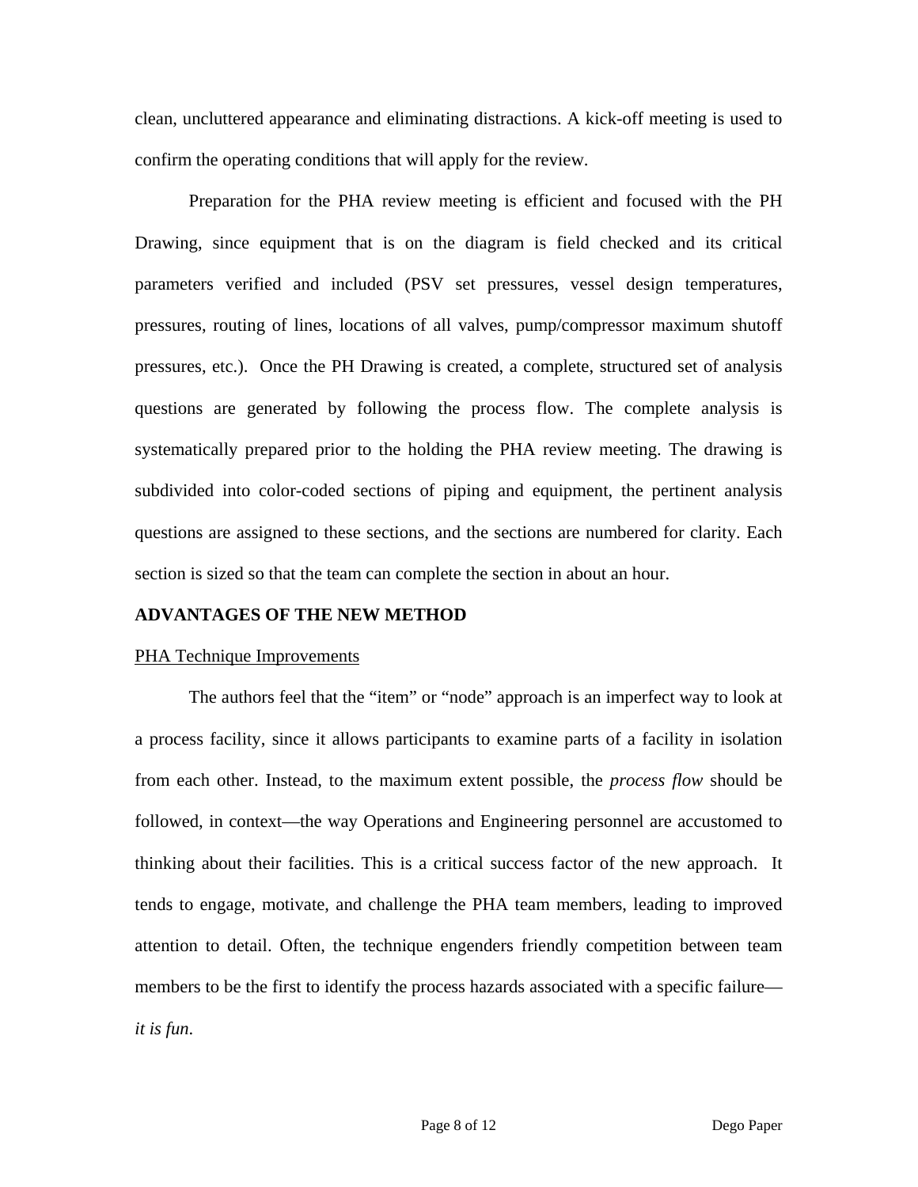clean, uncluttered appearance and eliminating distractions. A kick-off meeting is used to confirm the operating conditions that will apply for the review.

Preparation for the PHA review meeting is efficient and focused with the PH Drawing, since equipment that is on the diagram is field checked and its critical parameters verified and included (PSV set pressures, vessel design temperatures, pressures, routing of lines, locations of all valves, pump/compressor maximum shutoff pressures, etc.). Once the PH Drawing is created, a complete, structured set of analysis questions are generated by following the process flow. The complete analysis is systematically prepared prior to the holding the PHA review meeting. The drawing is subdivided into color-coded sections of piping and equipment, the pertinent analysis questions are assigned to these sections, and the sections are numbered for clarity. Each section is sized so that the team can complete the section in about an hour.

## ADVANTAGES OF THE NEW METHOD

### PHA Technique Improvements

The authors feel that the “item” or “node” approach is an imperfect way to look at a process facility, since it allows participants to examine parts of a facility in isolation from each other. Instead, to the maximum extent possible, the *process flow* should be followed, in context—the way Operations and Engineering personnel are accustomed to thinking about their facilities. This is a critical success factor of the new approach. It tends to engage, motivate, and challenge the PHA team members, leading to improved attention to detail. Often, the technique engenders friendly competition between team members to be the first to identify the process hazards associated with a specific failure—*it is fun*.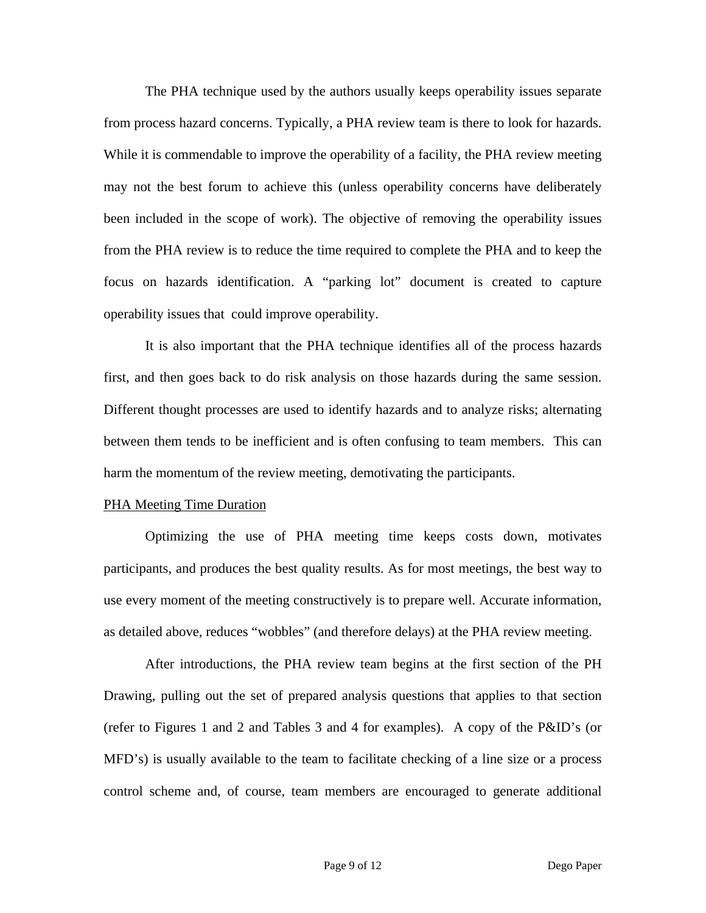The PHA technique used by the authors usually keeps operability issues separate from process hazard concerns. Typically, a PHA review team is there to look for hazards. While it is commendable to improve the operability of a facility, the PHA review meeting may not the best forum to achieve this (unless operability concerns have deliberately been included in the scope of work). The objective of removing the operability issues from the PHA review is to reduce the time required to complete the PHA and to keep the focus on hazards identification. A “parking lot” document is created to capture operability issues that could improve operability.

It is also important that the PHA technique identifies all of the process hazards first, and then goes back to do risk analysis on those hazards during the same session. Different thought processes are used to identify hazards and to analyze risks; alternating between them tends to be inefficient and is often confusing to team members. This can harm the momentum of the review meeting, demotivating the participants.

<u>PHA Meeting Time Duration</u>

Optimizing the use of PHA meeting time keeps costs down, motivates participants, and produces the best quality results. As for most meetings, the best way to use every moment of the meeting constructively is to prepare well. Accurate information, as detailed above, reduces “wobbles” (and therefore delays) at the PHA review meeting.

After introductions, the PHA review team begins at the first section of the PH Drawing, pulling out the set of prepared analysis questions that applies to that section (refer to Figures 1 and 2 and Tables 3 and 4 for examples). A copy of the P&ID’s (or MFD’s) is usually available to the team to facilitate checking of a line size or a process control scheme and, of course, team members are encouraged to generate additional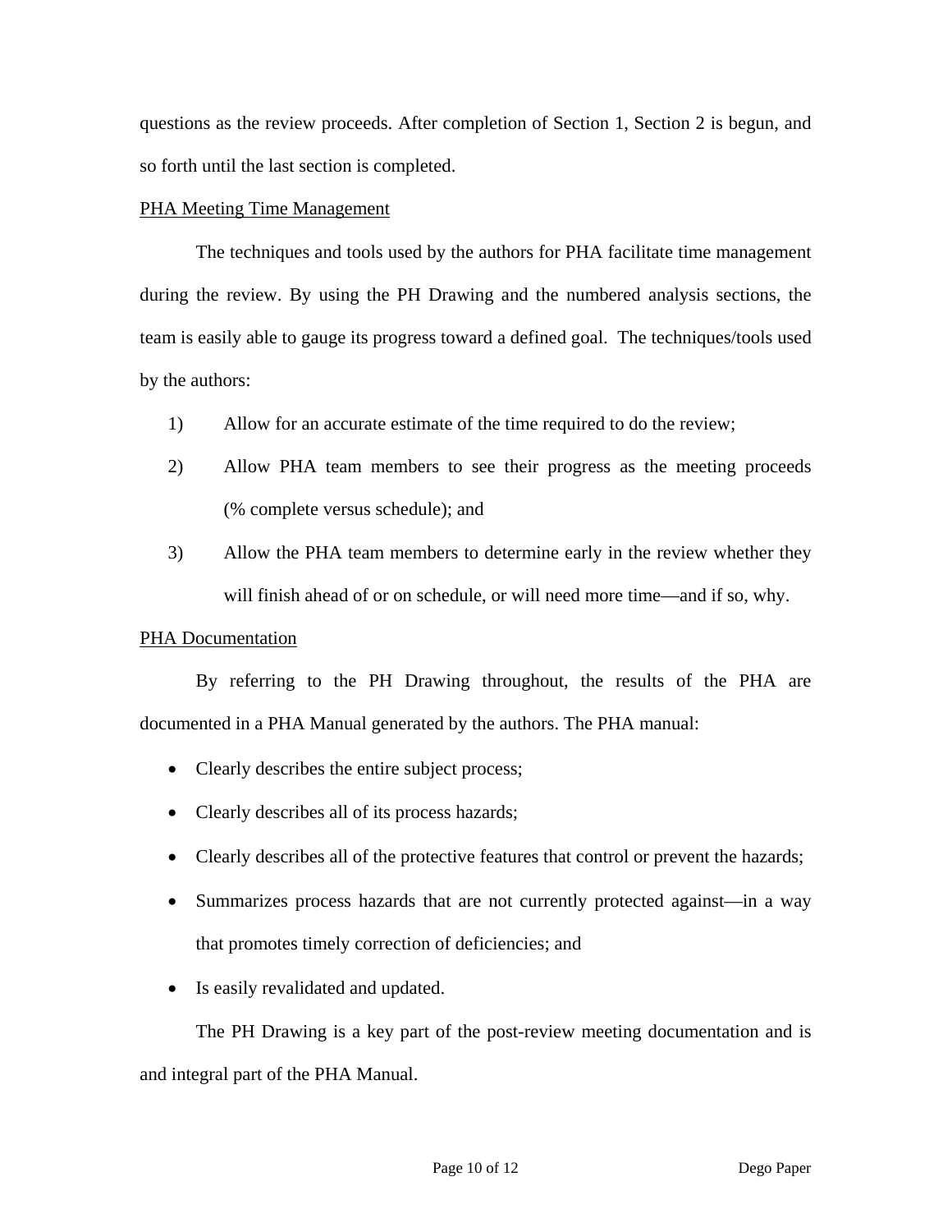questions as the review proceeds. After completion of Section 1, Section 2 is begun, and so forth until the last section is completed.

PHA Meeting Time Management

The techniques and tools used by the authors for PHA facilitate time management during the review. By using the PH Drawing and the numbered analysis sections, the team is easily able to gauge its progress toward a defined goal. The techniques/tools used by the authors:

1) Allow for an accurate estimate of the time required to do the review;
2) Allow PHA team members to see their progress as the meeting proceeds (% complete versus schedule); and
3) Allow the PHA team members to determine early in the review whether they will finish ahead of or on schedule, or will need more time—and if so, why.

PHA Documentation

By referring to the PH Drawing throughout, the results of the PHA are documented in a PHA Manual generated by the authors. The PHA manual:

- Clearly describes the entire subject process;
- Clearly describes all of its process hazards;
- Clearly describes all of the protective features that control or prevent the hazards;
- Summarizes process hazards that are not currently protected against—in a way that promotes timely correction of deficiencies; and
- Is easily revalidated and updated.

The PH Drawing is a key part of the post-review meeting documentation and is and integral part of the PHA Manual.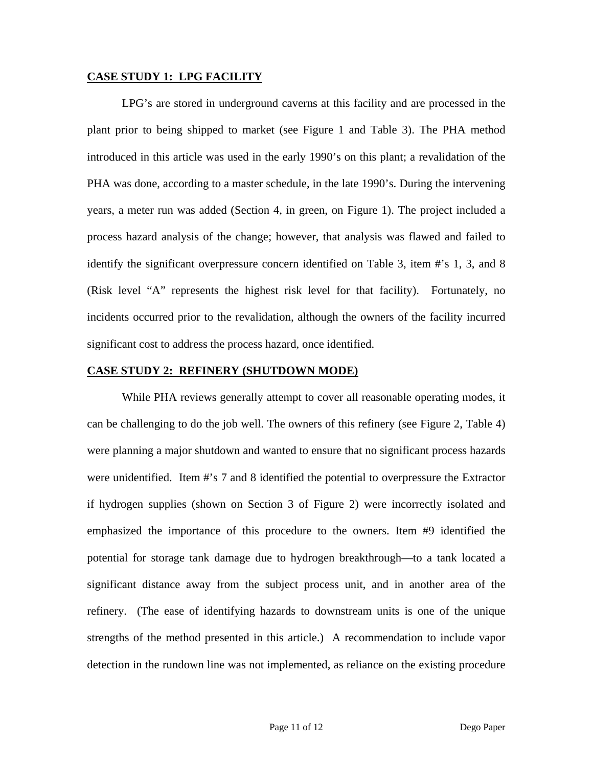**CASE STUDY 1: LPG FACILITY**

LPG's are stored in underground caverns at this facility and are processed in the plant prior to being shipped to market (see Figure 1 and Table 3). The PHA method introduced in this article was used in the early 1990's on this plant; a revalidation of the PHA was done, according to a master schedule, in the late 1990's. During the intervening years, a meter run was added (Section 4, in green, on Figure 1). The project included a process hazard analysis of the change; however, that analysis was flawed and failed to identify the significant overpressure concern identified on Table 3, item #'s 1, 3, and 8 (Risk level "A" represents the highest risk level for that facility). Fortunately, no incidents occurred prior to the revalidation, although the owners of the facility incurred significant cost to address the process hazard, once identified.

**CASE STUDY 2: REFINERY (SHUTDOWN MODE)**

While PHA reviews generally attempt to cover all reasonable operating modes, it can be challenging to do the job well. The owners of this refinery (see Figure 2, Table 4) were planning a major shutdown and wanted to ensure that no significant process hazards were unidentified. Item #'s 7 and 8 identified the potential to overpressure the Extractor if hydrogen supplies (shown on Section 3 of Figure 2) were incorrectly isolated and emphasized the importance of this procedure to the owners. Item #9 identified the potential for storage tank damage due to hydrogen breakthrough—to a tank located a significant distance away from the subject process unit, and in another area of the refinery. (The ease of identifying hazards to downstream units is one of the unique strengths of the method presented in this article.) A recommendation to include vapor detection in the rundown line was not implemented, as reliance on the existing procedure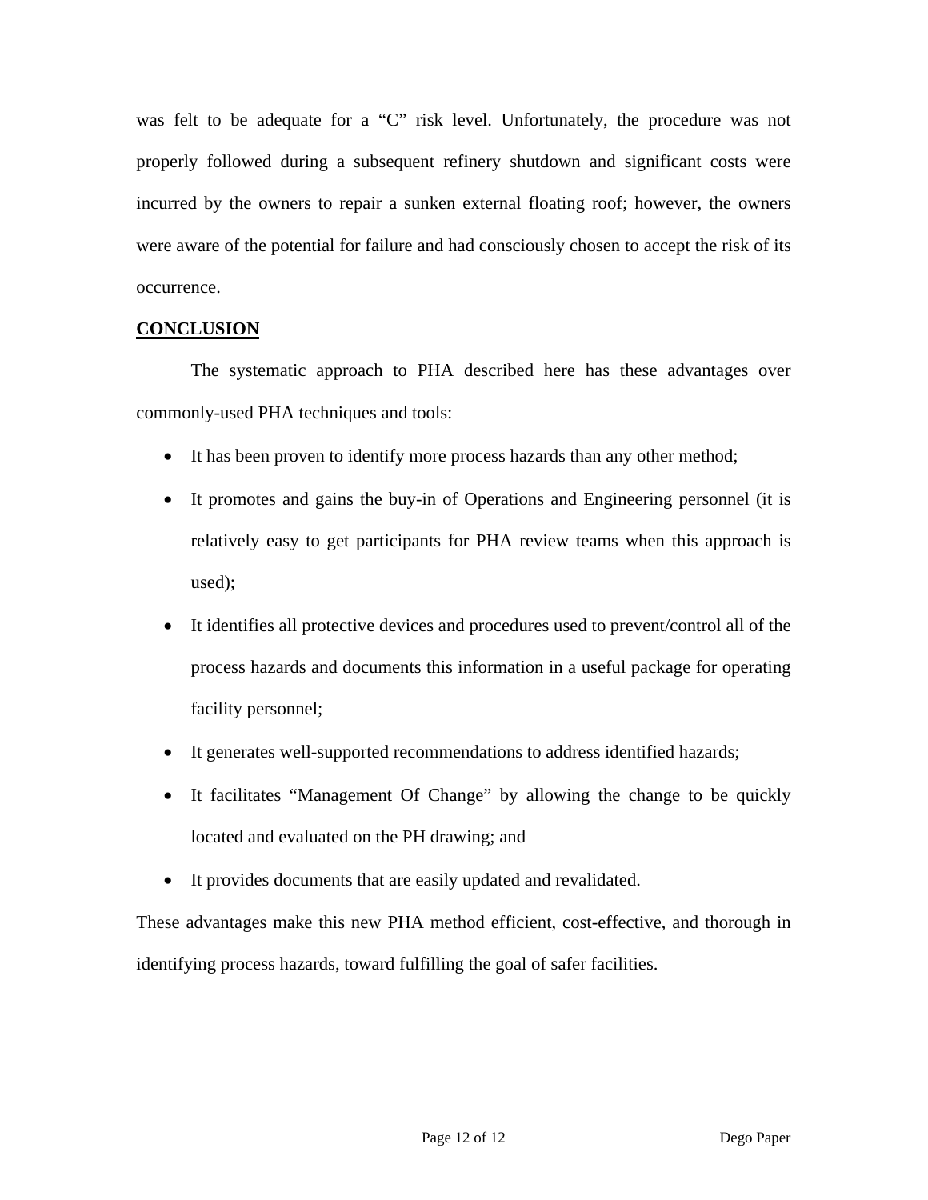was felt to be adequate for a "C" risk level. Unfortunately, the procedure was not properly followed during a subsequent refinery shutdown and significant costs were incurred by the owners to repair a sunken external floating roof; however, the owners were aware of the potential for failure and had consciously chosen to accept the risk of its occurrence.

## CONCLUSION

The systematic approach to PHA described here has these advantages over commonly-used PHA techniques and tools:

- It has been proven to identify more process hazards than any other method;
- It promotes and gains the buy-in of Operations and Engineering personnel (it is relatively easy to get participants for PHA review teams when this approach is used);
- It identifies all protective devices and procedures used to prevent/control all of the process hazards and documents this information in a useful package for operating facility personnel;
- It generates well-supported recommendations to address identified hazards;
- It facilitates "Management Of Change" by allowing the change to be quickly located and evaluated on the PH drawing; and
- It provides documents that are easily updated and revalidated.

These advantages make this new PHA method efficient, cost-effective, and thorough in identifying process hazards, toward fulfilling the goal of safer facilities.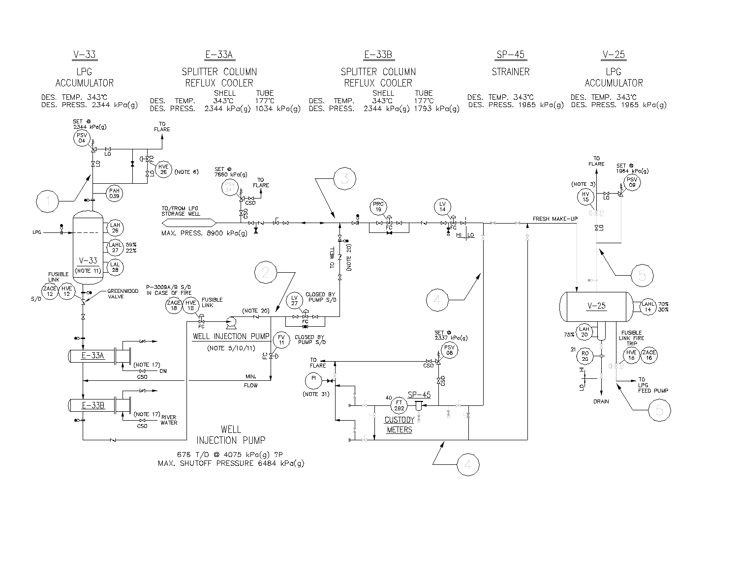| V-33 | E-33A | | E-33B | | SP-45 | V-25 |
|---|---|---|---|---|---|---|
| LPG ACCUMULATOR | SPLITTER COLUMN REFLUX COOLER | | SPLITTER COLUMN REFLUX COOLER | | STRAINER | LPG ACCUMULATOR |
| | SHELL | TUBE | SHELL | TUBE | | |
| DES. TEMP. 343°C | 343°C | 177°C | 343°C | 177°C | DES. TEMP. 343°C | DES. TEMP. 343°C |
| DES. PRESS. 2344 kPa(g) | 2344 kPa(g) | 1034 kPa(g) | 2344 kPa(g) | 1793 kPa(g) | DES. PRESS. 1965 kPa(g) | DES. PRESS. 1965 kPa(g) |

SET @ 2344 kPa(g)
PSV 04
TO FLARE
LO
FO
HVE 26 (NOTE 6)
LO
PAH 039
1
LPG
LAH 26
LAHL 27 59% 22%
LAL 28
V-33 (NOTE 11)
FUSIBLE LINK
ZACE 12
HVE 12
S/D
GREENWOOD VALVE
E-33A
(NOTE 17)
CW
CSO
E-33B
(NOTE 17) RIVER WATER
CSO

SET @ 7860 kPa(g)
PSV 34T
TO FLARE
CSO
CSO
TO/FROM LPG STORAGE WELL
MAX. PRESS. 8900 kPa(g)
3
PRC 19
FC
LV 14
FC
HI LO
FRESH MAKE-UP
TO WELL (NOTE 20)

P-3009A/B S/D IN CASE OF FIRE
ZACE 18
HVE 18
FUSIBLE LINK
FC
2
(NOTE 20)
LV 27
FC
CLOSED BY PUMP S/D
WELL INJECTION PUMP
(NOTE 5/10/11)
FV 11
FC
CLOSED BY PUMP S/D
MIN. FLOW

4
SET @ 2337 kPa(g)
PSV 08
TO FLARE
CSO
CSO
PI
(NOTE 31)
40
FT 292
SP-45
CUSTODY METERS
4

TO FLARE
SET @ 1964 kPa(g)
PSV 09
(NOTE 3)
HV 15
LO
FO
LO
5
V-25
LAHL 14 70% 30%
LAH 20 75%
21
RO 20
HI
LO
DRAIN
FUSIBLE LINK FIRE TRIP
HVE 16
ZACE 16
FO
TO LPG FEED PUMP
5

WELL INJECTION PUMP

676 T/D @ 4075 kPa(g) ?P

MAX. SHUTOFF PRESSURE 6484 kPa(g)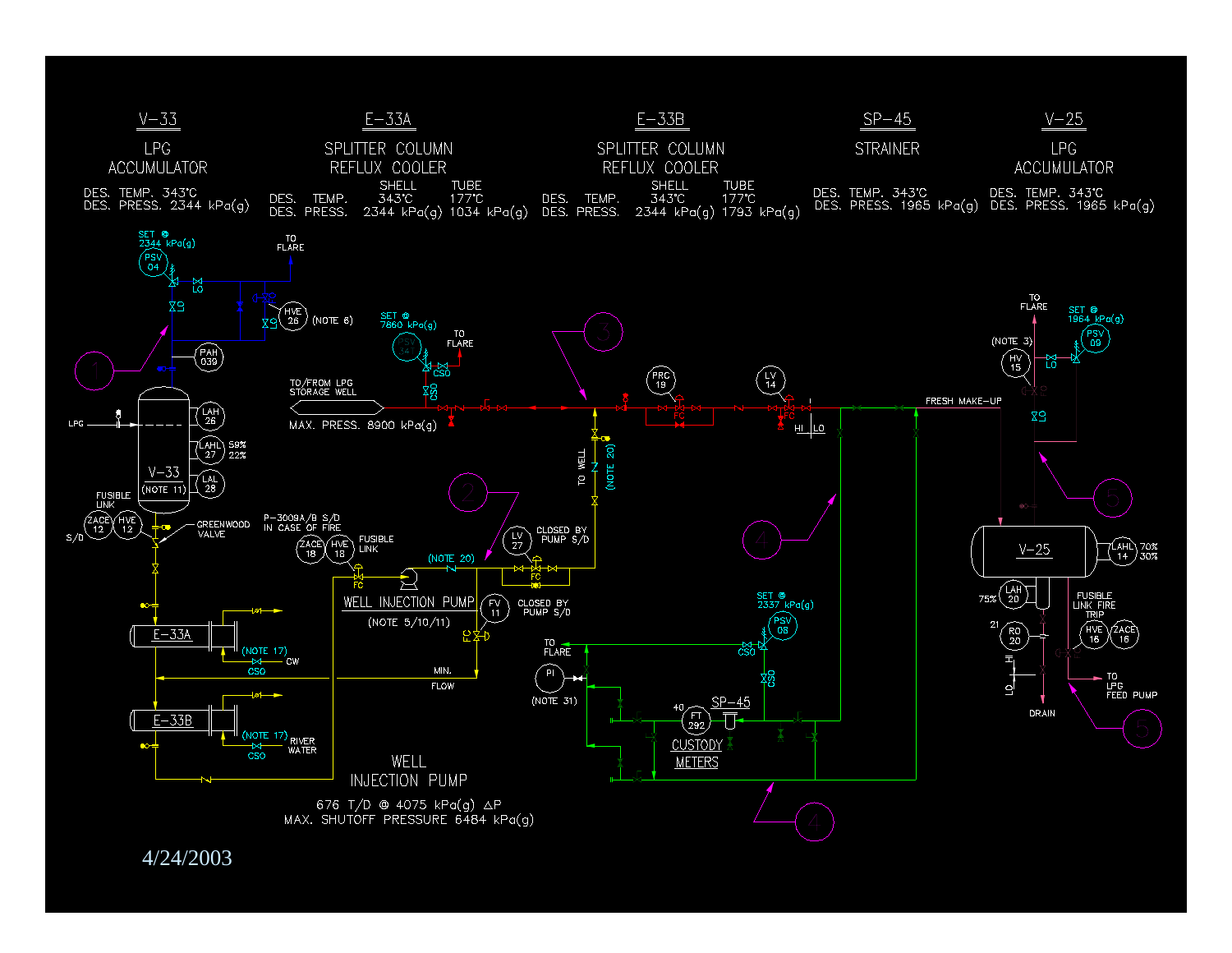| V-33 | E-33A | E-33B | SP-45 | V-25 |
| --- | --- | --- | --- | --- |
| LPG ACCUMULATOR | SPLITTER COLUMN REFLUX COOLER | SPLITTER COLUMN REFLUX COOLER | STRAINER | LPG ACCUMULATOR |
| DES. TEMP. 343°C | DES. TEMP. SHELL 343°C, TUBE 177°C | DES. TEMP. SHELL 343°C, TUBE 177°C | DES. TEMP. 343°C | DES. TEMP. 343°C |
| DES. PRESS. 2344 kPa(g) | DES. PRESS. SHELL 2344 kPa(g), TUBE 1034 kPa(g) | DES. PRESS. SHELL 2344 kPa(g), TUBE 1793 kPa(g) | DES. PRESS. 1965 kPa(g) | DES. PRESS. 1965 kPa(g) |

SET @ 2344 kPa(g) PSV 04 LO TO FLARE HVE 26 (NOTE 6) PAH 039

1

LPG V-33 (NOTE 11) LAH 26 LAHL 27 59% 22% LAL 28

FUSIBLE LINK ZACE 12 HVE 12 S/D GREENWOOD VALVE

E-33A (NOTE 17) CSO CW

E-33B (NOTE 17) CSO RIVER WATER

SET @ 7860 kPa(g) PSV 34 CSO TO FLARE

TO/FROM LPG STORAGE WELL MAX. PRESS. 8900 kPa(g)

3

PRC 19 FC LV 14 FC HI LO FRESH MAKE-UP

TO WELL (NOTE 20)

2

P-3009A/B S/D IN CASE OF FIRE ZACE 18 HVE 18 FUSIBLE LINK FC (NOTE 20) LV 27 FC CLOSED BY PUMP S/D

WELL INJECTION PUMP (NOTE 5/10/11) FV 11 FC CLOSED BY PUMP S/D

MIN. FLOW

WELL INJECTION PUMP 676 T/D @ 4075 kPa(g) ΔP MAX. SHUTOFF PRESSURE 6484 kPa(g)

4

TO FLARE PI (NOTE 31) SET @ 2337 kPa(g) PSV 08 CSO CSO 40 FT 292 SP-45 CUSTODY METERS

4

TO FLARE SET @ 1964 kPa(g) PSV 09 (NOTE 3) HV 15 LO LO

5

V-25 LAHL 14 70% 30% 75% LAH 20 21 RO 20 HI LO FUSIBLE LINK FIRE TRIP HVE 16 ZACE 16 TO LPG FEED PUMP DRAIN

5

4/24/2003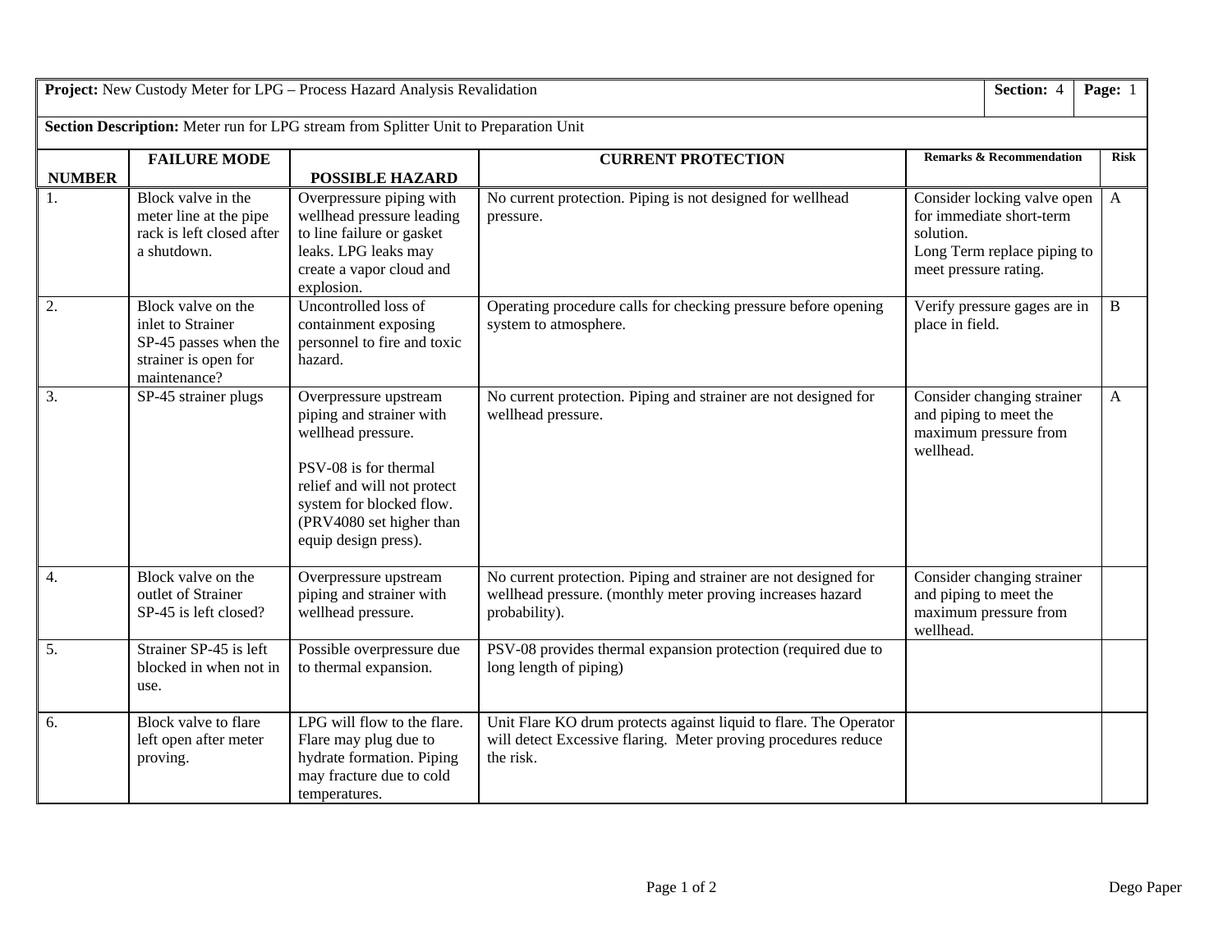**Project:** New Custody Meter for LPG – Process Hazard Analysis Revalidation | **Section:** 4 | **Page:** 1

**Section Description:** Meter run for LPG stream from Splitter Unit to Preparation Unit

| NUMBER | FAILURE MODE | POSSIBLE HAZARD | CURRENT PROTECTION | Remarks & Recommendation | Risk |
|---|---|---|---|---|---|
| 1. | Block valve in the meter line at the pipe rack is left closed after a shutdown. | Overpressure piping with wellhead pressure leading to line failure or gasket leaks. LPG leaks may create a vapor cloud and explosion. | No current protection. Piping is not designed for wellhead pressure. | Consider locking valve open for immediate short-term solution.<br>Long Term replace piping to meet pressure rating. | A |
| 2. | Block valve on the inlet to Strainer SP-45 passes when the strainer is open for maintenance? | Uncontrolled loss of containment exposing personnel to fire and toxic hazard. | Operating procedure calls for checking pressure before opening system to atmosphere. | Verify pressure gages are in place in field. | B |
| 3. | SP-45 strainer plugs | Overpressure upstream piping and strainer with wellhead pressure.<br><br>PSV-08 is for thermal relief and will not protect system for blocked flow. (PRV4080 set higher than equip design press). | No current protection. Piping and strainer are not designed for wellhead pressure. | Consider changing strainer and piping to meet the maximum pressure from wellhead. | A |
| 4. | Block valve on the outlet of Strainer SP-45 is left closed? | Overpressure upstream piping and strainer with wellhead pressure. | No current protection. Piping and strainer are not designed for wellhead pressure. (monthly meter proving increases hazard probability). | Consider changing strainer and piping to meet the maximum pressure from wellhead. | |
| 5. | Strainer SP-45 is left blocked in when not in use. | Possible overpressure due to thermal expansion. | PSV-08 provides thermal expansion protection (required due to long length of piping) | | |
| 6. | Block valve to flare left open after meter proving. | LPG will flow to the flare. Flare may plug due to hydrate formation. Piping may fracture due to cold temperatures. | Unit Flare KO drum protects against liquid to flare. The Operator will detect Excessive flaring. Meter proving procedures reduce the risk. | | |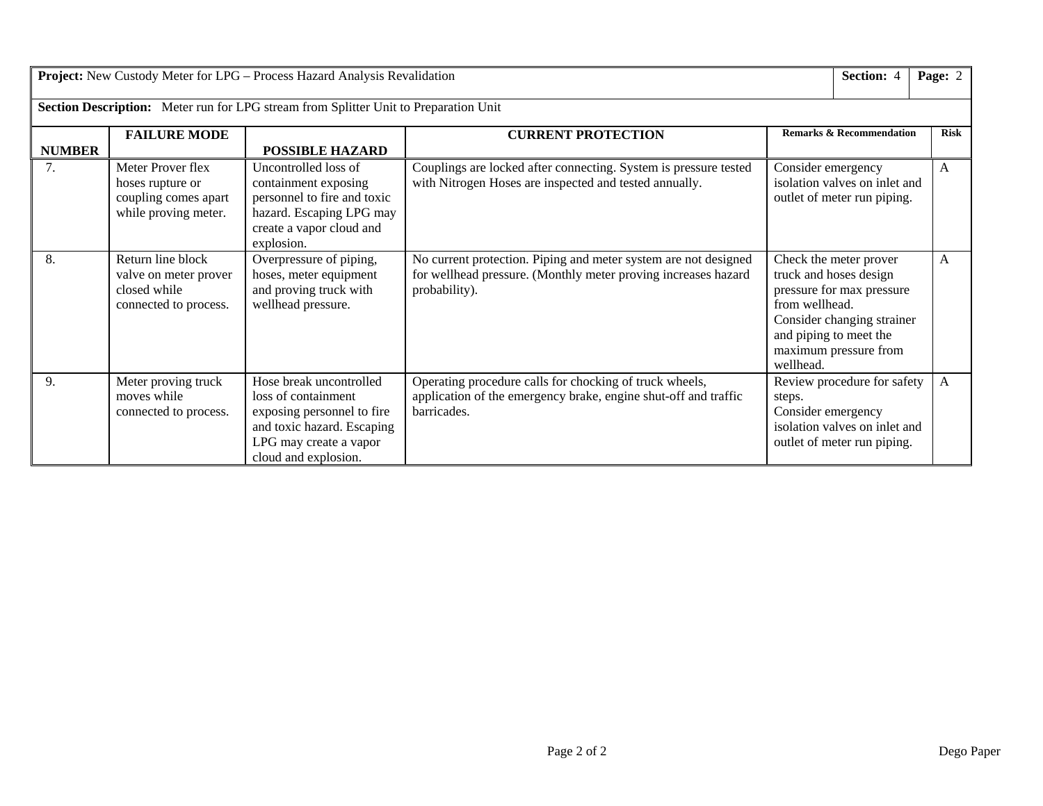**Project:** New Custody Meter for LPG – Process Hazard Analysis Revalidation | **Section:** 4 | **Page:** 2

**Section Description:** Meter run for LPG stream from Splitter Unit to Preparation Unit

| NUMBER | FAILURE MODE | POSSIBLE HAZARD | CURRENT PROTECTION | Remarks & Recommendation | Risk |
|---|---|---|---|---|---|
| 7. | Meter Prover flex hoses rupture or coupling comes apart while proving meter. | Uncontrolled loss of containment exposing personnel to fire and toxic hazard. Escaping LPG may create a vapor cloud and explosion. | Couplings are locked after connecting. System is pressure tested with Nitrogen Hoses are inspected and tested annually. | Consider emergency isolation valves on inlet and outlet of meter run piping. | A |
| 8. | Return line block valve on meter prover closed while connected to process. | Overpressure of piping, hoses, meter equipment and proving truck with wellhead pressure. | No current protection. Piping and meter system are not designed for wellhead pressure. (Monthly meter proving increases hazard probability). | Check the meter prover truck and hoses design pressure for max pressure from wellhead. Consider changing strainer and piping to meet the maximum pressure from wellhead. | A |
| 9. | Meter proving truck moves while connected to process. | Hose break uncontrolled loss of containment exposing personnel to fire and toxic hazard. Escaping LPG may create a vapor cloud and explosion. | Operating procedure calls for chocking of truck wheels, application of the emergency brake, engine shut-off and traffic barricades. | Review procedure for safety steps. Consider emergency isolation valves on inlet and outlet of meter run piping. | A |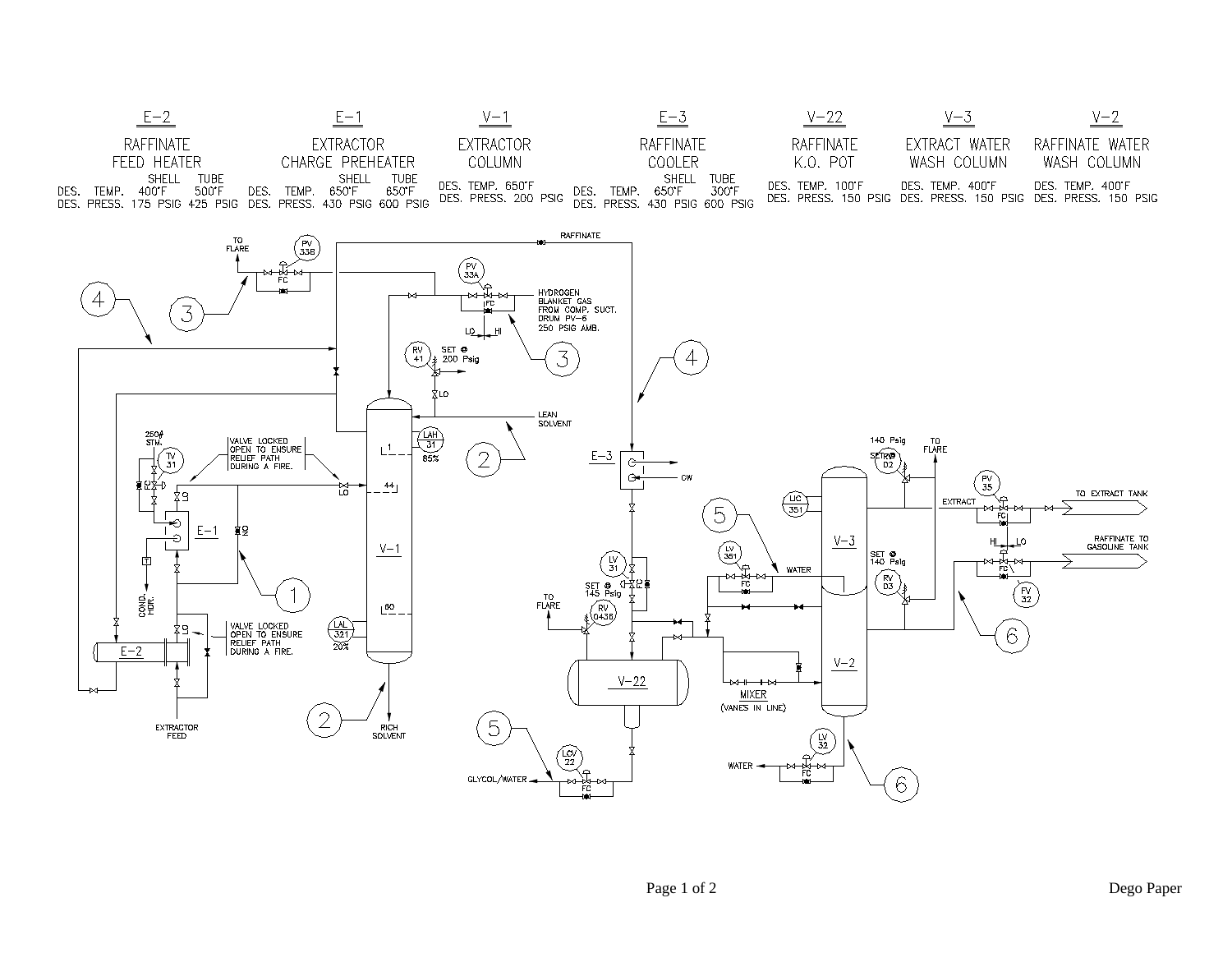| | E-2 | E-1 | V-1 | E-3 | V-22 | V-3 | V-2 |
|---|---|---|---|---|---|---|---|
| | RAFFINATE FEED HEATER | EXTRACTOR CHARGE PREHEATER | EXTRACTOR COLUMN | RAFFINATE COOLER | RAFFINATE K.O. POT | EXTRACT WATER WASH COLUMN | RAFFINATE WATER WASH COLUMN |
| | SHELL / TUBE | SHELL / TUBE | | SHELL / TUBE | | | |
| DES. TEMP. | 400°F / 500°F | 650°F / 650°F | 650°F | 650°F / 300°F | 100°F | 400°F | 400°F |
| DES. PRESS. | 175 PSIG / 425 PSIG | 430 PSIG / 600 PSIG | 200 PSIG | 430 PSIG / 600 PSIG | 150 PSIG | 150 PSIG | 150 PSIG |

TO FLARE

PV 33B

FC

RAFFINATE

PV 33A

FC

LO HI

HYDROGEN BLANKET GAS FROM COMP. SUCT. DRUM PV-6 250 PSIG AMB.

RV 41 SET @ 200 Psig

LO

LEAN SOLVENT

LAH 31 85%

1

44

V-1

60

LAL 321 20%

RICH SOLVENT

250# STM.

TV 31

FC

LO

VALVE LOCKED OPEN TO ENSURE RELIEF PATH DURING A FIRE.

LO

E-1

NO

T

COND. HDR.

VALVE LOCKED OPEN TO ENSURE RELIEF PATH DURING A FIRE.

LO

E-2

EXTRACTOR FEED

E-3

CW

LV 31

FC

SET @ 145 Psig

TO FLARE

RV 0438

V-22

LCV 22

FC

GLYCOL/WATER

LV 351

FC

WATER

MIXER (VANES IN LINE)

LIC 351

140 Psig SET @

RV D2

TO FLARE

V-3

EXTRACT

SET @ 140 Psig

RV D3

V-2

LV 32

FC

WATER

PV 35

FC

TO EXTRACT TANK

HI LO

FC

RAFFINATE TO GASOLINE TANK

FV 32

1 2 3 4 5 6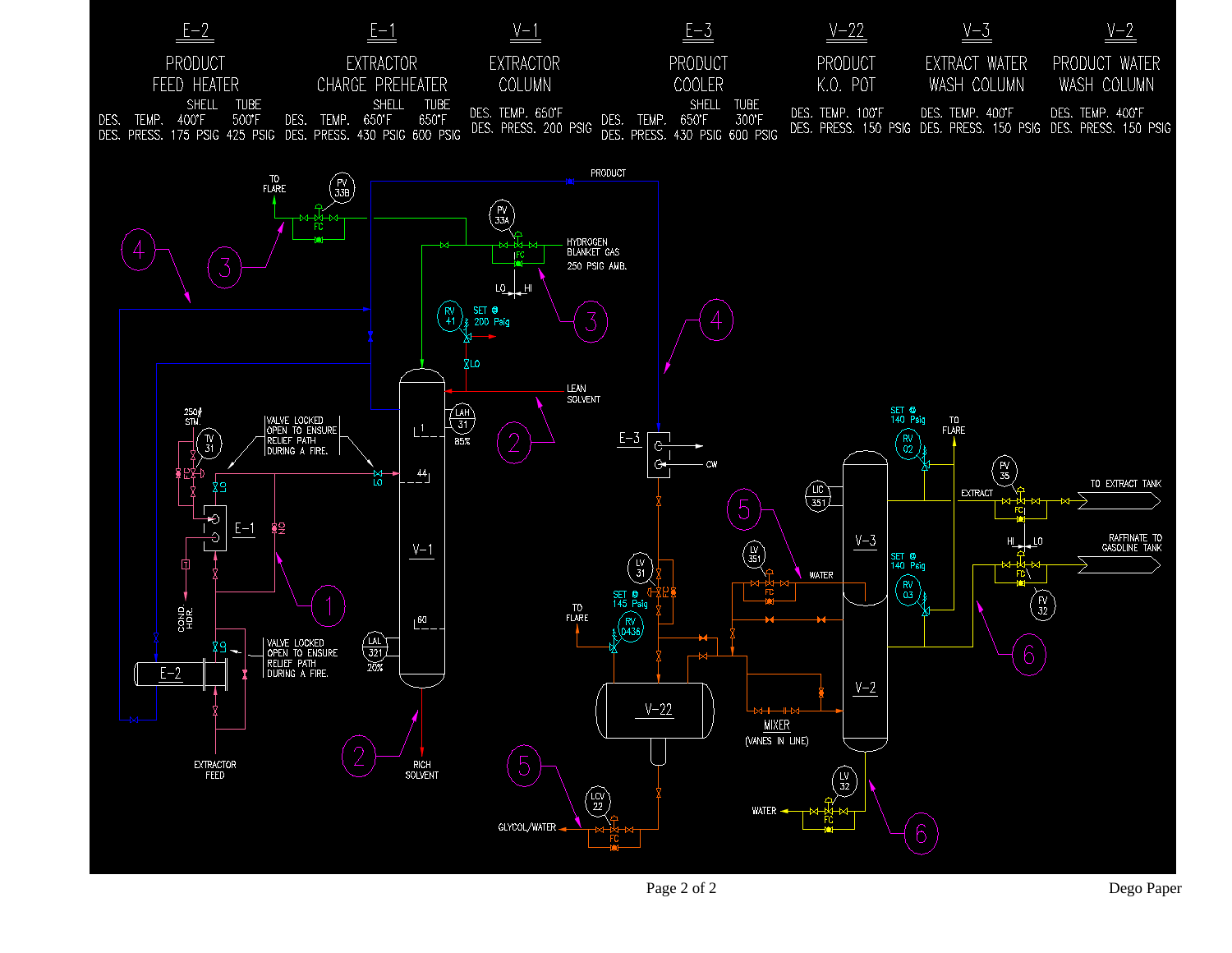| E-2 PRODUCT FEED HEATER | | | E-1 EXTRACTOR CHARGE PREHEATER | | | V-1 EXTRACTOR COLUMN | E-3 PRODUCT COOLER | | | V-22 PRODUCT K.O. POT | V-3 EXTRACT WATER WASH COLUMN | V-2 PRODUCT WATER WASH COLUMN |
|---|---|---|---|---|---|---|---|---|---|---|---|---|
| | SHELL | TUBE | | SHELL | TUBE | | | SHELL | TUBE | | | |
| DES. TEMP. | 400°F | 500°F | DES. TEMP. | 650°F | 650°F | DES. TEMP. 650°F | DES. TEMP. | 650°F | 300°F | DES. TEMP. 100°F | DES. TEMP. 400°F | DES. TEMP. 400°F |
| DES. PRESS. | 175 PSIG | 425 PSIG | DES. PRESS. | 430 PSIG | 600 PSIG | DES. PRESS. 200 PSIG | DES. PRESS. | 430 PSIG | 600 PSIG | DES. PRESS. 150 PSIG | DES. PRESS. 150 PSIG | DES. PRESS. 150 PSIG |

TO FLARE PV 33B FC 3 4

PRODUCT

PV 33A FC HYDROGEN BLANKET GAS 250 PSIG AMB. LO HI 3

RV 41 SET @ 200 Psig LO

4

LEAN SOLVENT

250# STM. TV 31 VALVE LOCKED OPEN TO ENSURE RELIEF PATH DURING A FIRE.

LAH 31 85% 1 2

44 LO LO E-1 NO

V-1 E-3 CW

COND. HDR. 1

VALVE LOCKED OPEN TO ENSURE RELIEF PATH DURING A FIRE. LO

60 LAL 321 20%

E-2

EXTRACTOR FEED

2 RICH SOLVENT

LV 31 SET @ 145 Psig TO FLARE RV 0436

V-22

5 LCV 22 FC GLYCOL/WATER

SET @ 140 Psig RV 02 TO FLARE LIC 351 PV 35 EXTRACT FC TO EXTRACT TANK

5 LV 351 FC WATER V-3

SET @ 140 Psig RV 03 HI LO FC RAFFINATE TO GASOLINE TANK FV 32

V-2 MIXER (VANES IN LINE) 6

LV 32 WATER FC 6

Dego Paper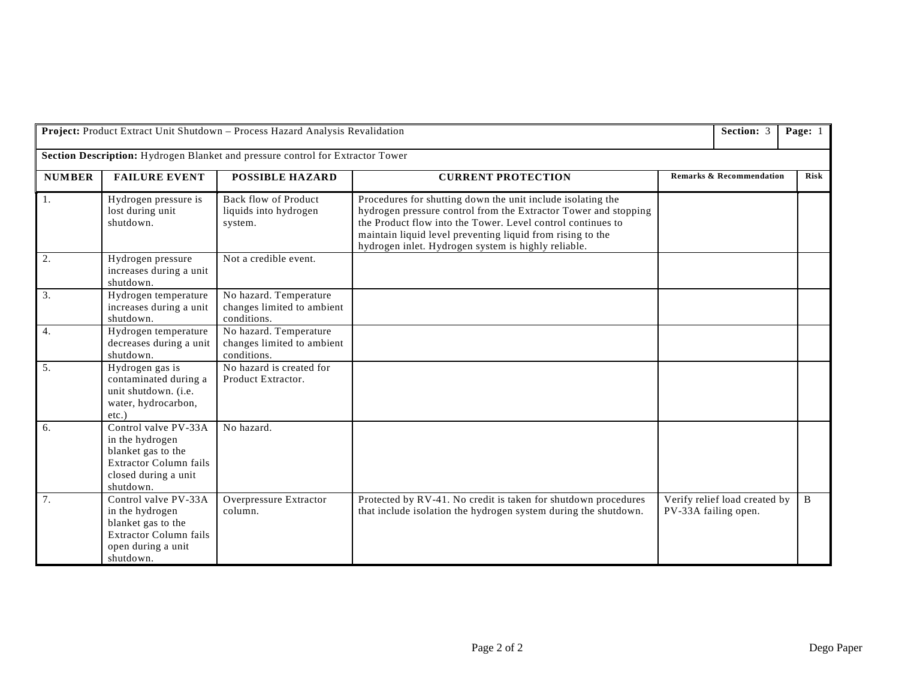**Project:** Product Extract Unit Shutdown – Process Hazard Analysis Revalidation | **Section:** 3 | **Page:** 1

**Section Description:** Hydrogen Blanket and pressure control for Extractor Tower

| NUMBER | FAILURE EVENT | POSSIBLE HAZARD | CURRENT PROTECTION | Remarks & Recommendation | Risk |
|---|---|---|---|---|---|
| 1. | Hydrogen pressure is lost during unit shutdown. | Back flow of Product liquids into hydrogen system. | Procedures for shutting down the unit include isolating the hydrogen pressure control from the Extractor Tower and stopping the Product flow into the Tower. Level control continues to maintain liquid level preventing liquid from rising to the hydrogen inlet. Hydrogen system is highly reliable. | | |
| 2. | Hydrogen pressure increases during a unit shutdown. | Not a credible event. | | | |
| 3. | Hydrogen temperature increases during a unit shutdown. | No hazard. Temperature changes limited to ambient conditions. | | | |
| 4. | Hydrogen temperature decreases during a unit shutdown. | No hazard. Temperature changes limited to ambient conditions. | | | |
| 5. | Hydrogen gas is contaminated during a unit shutdown. (i.e. water, hydrocarbon, etc.) | No hazard is created for Product Extractor. | | | |
| 6. | Control valve PV-33A in the hydrogen blanket gas to the Extractor Column fails closed during a unit shutdown. | No hazard. | | | |
| 7. | Control valve PV-33A in the hydrogen blanket gas to the Extractor Column fails open during a unit shutdown. | Overpressure Extractor column. | Protected by RV-41. No credit is taken for shutdown procedures that include isolation the hydrogen system during the shutdown. | Verify relief load created by PV-33A failing open. | B |

Dego Paper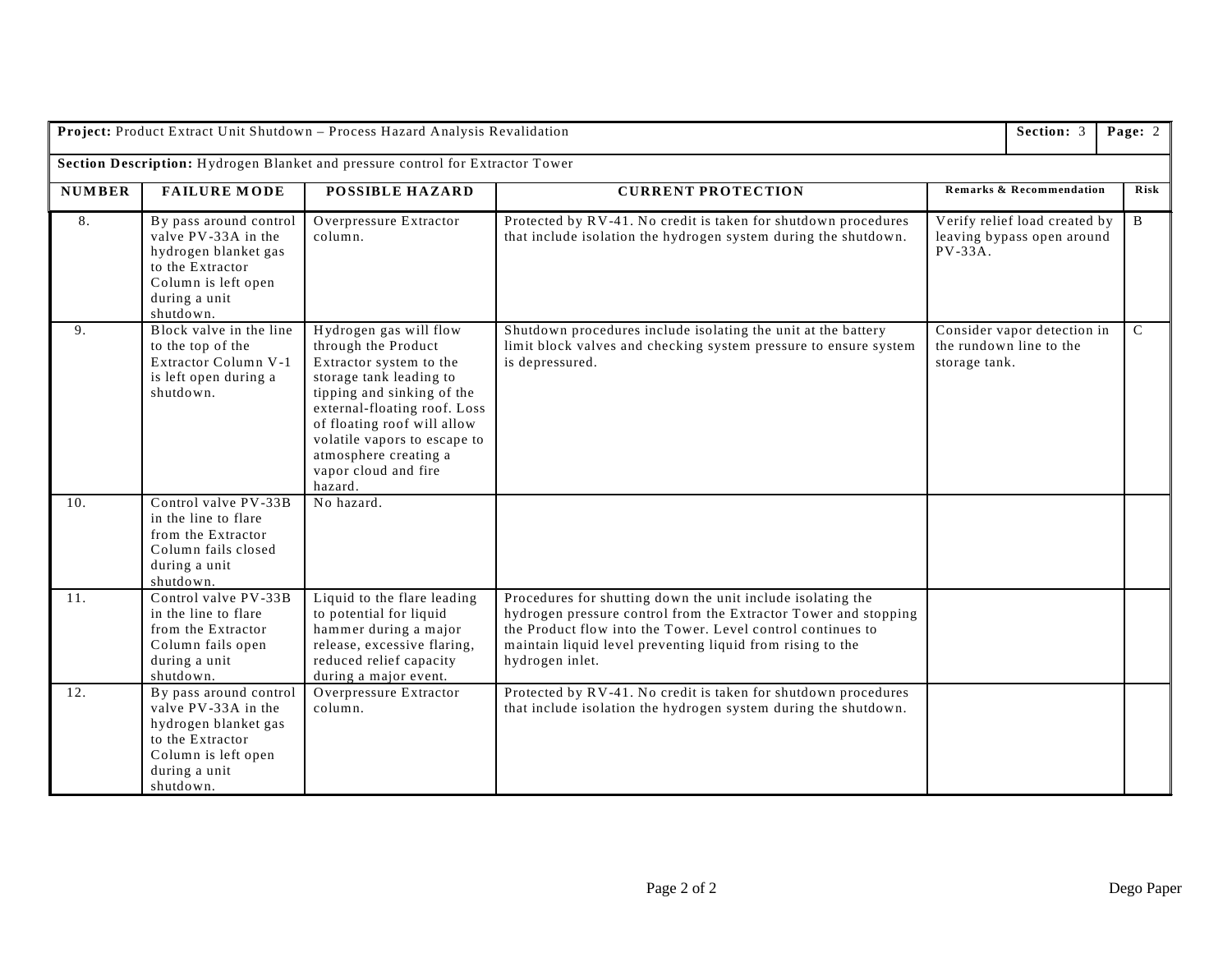| **Project:** Product Extract Unit Shutdown – Process Hazard Analysis Revalidation | | | | **Section:** 3 | **Page:** 2 |
|---|---|---|---|---|---|
| **Section Description:** Hydrogen Blanket and pressure control for Extractor Tower | | | | | |
| **NUMBER** | **FAILURE MODE** | **POSSIBLE HAZARD** | **CURRENT PROTECTION** | **Remarks & Recommendation** | **Risk** |
| 8. | By pass around control valve PV-33A in the hydrogen blanket gas to the Extractor Column is left open during a unit shutdown. | Overpressure Extractor column. | Protected by RV-41. No credit is taken for shutdown procedures that include isolation the hydrogen system during the shutdown. | Verify relief load created by leaving bypass open around PV-33A. | B |
| 9. | Block valve in the line to the top of the Extractor Column V-1 is left open during a shutdown. | Hydrogen gas will flow through the Product Extractor system to the storage tank leading to tipping and sinking of the external-floating roof. Loss of floating roof will allow volatile vapors to escape to atmosphere creating a vapor cloud and fire hazard. | Shutdown procedures include isolating the unit at the battery limit block valves and checking system pressure to ensure system is depressured. | Consider vapor detection in the rundown line to the storage tank. | C |
| 10. | Control valve PV-33B in the line to flare from the Extractor Column fails closed during a unit shutdown. | No hazard. | | | |
| 11. | Control valve PV-33B in the line to flare from the Extractor Column fails open during a unit shutdown. | Liquid to the flare leading to potential for liquid hammer during a major release, excessive flaring, reduced relief capacity during a major event. | Procedures for shutting down the unit include isolating the hydrogen pressure control from the Extractor Tower and stopping the Product flow into the Tower. Level control continues to maintain liquid level preventing liquid from rising to the hydrogen inlet. | | |
| 12. | By pass around control valve PV-33A in the hydrogen blanket gas to the Extractor Column is left open during a unit shutdown. | Overpressure Extractor column. | Protected by RV-41. No credit is taken for shutdown procedures that include isolation the hydrogen system during the shutdown. | | |

Dego Paper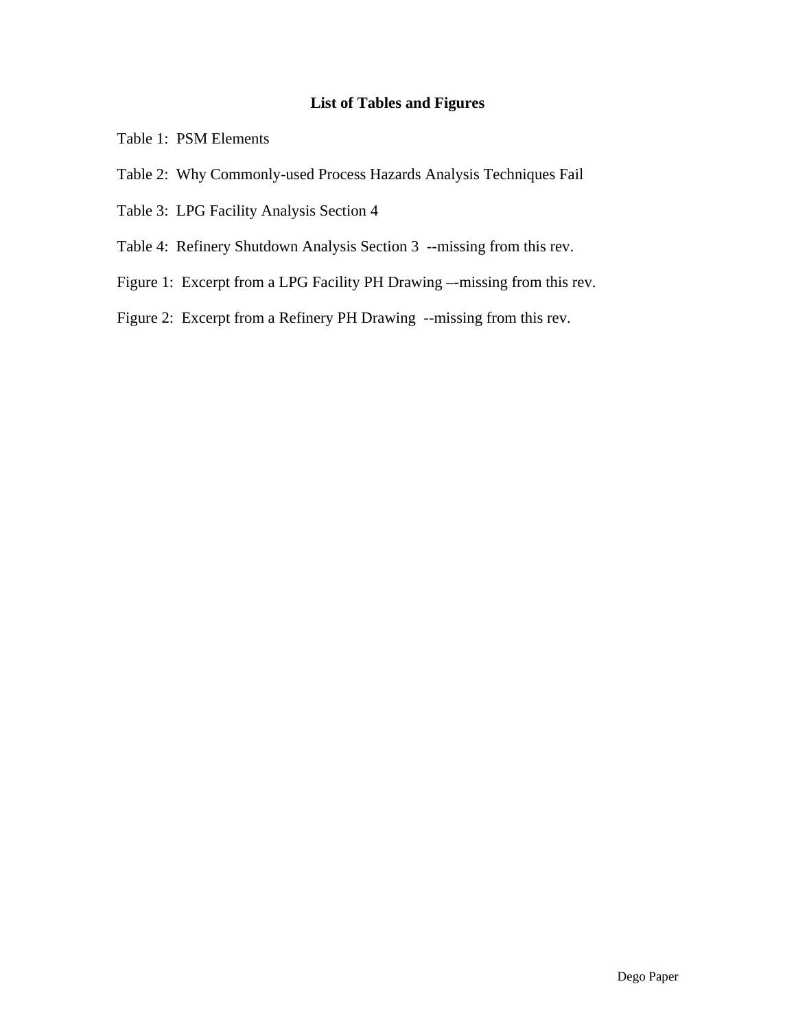**List of Tables and Figures**

Table 1: PSM Elements

Table 2: Why Commonly-used Process Hazards Analysis Techniques Fail

Table 3: LPG Facility Analysis Section 4

Table 4: Refinery Shutdown Analysis Section 3 --missing from this rev.

Figure 1: Excerpt from a LPG Facility PH Drawing –-missing from this rev.

Figure 2: Excerpt from a Refinery PH Drawing --missing from this rev.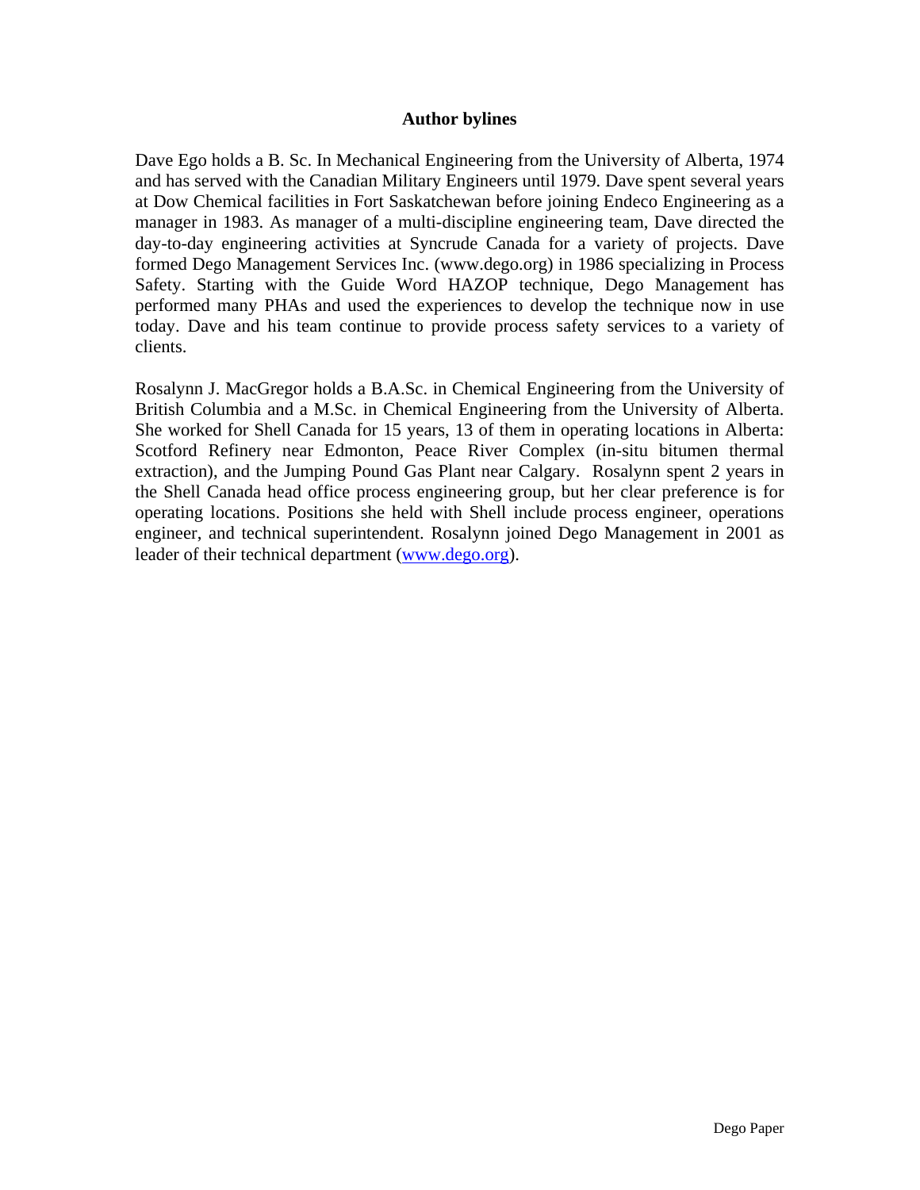**Author bylines**

Dave Ego holds a B. Sc. In Mechanical Engineering from the University of Alberta, 1974 and has served with the Canadian Military Engineers until 1979. Dave spent several years at Dow Chemical facilities in Fort Saskatchewan before joining Endeco Engineering as a manager in 1983. As manager of a multi-discipline engineering team, Dave directed the day-to-day engineering activities at Syncrude Canada for a variety of projects. Dave formed Dego Management Services Inc. (www.dego.org) in 1986 specializing in Process Safety. Starting with the Guide Word HAZOP technique, Dego Management has performed many PHAs and used the experiences to develop the technique now in use today. Dave and his team continue to provide process safety services to a variety of clients.

Rosalynn J. MacGregor holds a B.A.Sc. in Chemical Engineering from the University of British Columbia and a M.Sc. in Chemical Engineering from the University of Alberta. She worked for Shell Canada for 15 years, 13 of them in operating locations in Alberta: Scotford Refinery near Edmonton, Peace River Complex (in-situ bitumen thermal extraction), and the Jumping Pound Gas Plant near Calgary. Rosalynn spent 2 years in the Shell Canada head office process engineering group, but her clear preference is for operating locations. Positions she held with Shell include process engineer, operations engineer, and technical superintendent. Rosalynn joined Dego Management in 2001 as leader of their technical department (www.dego.org).